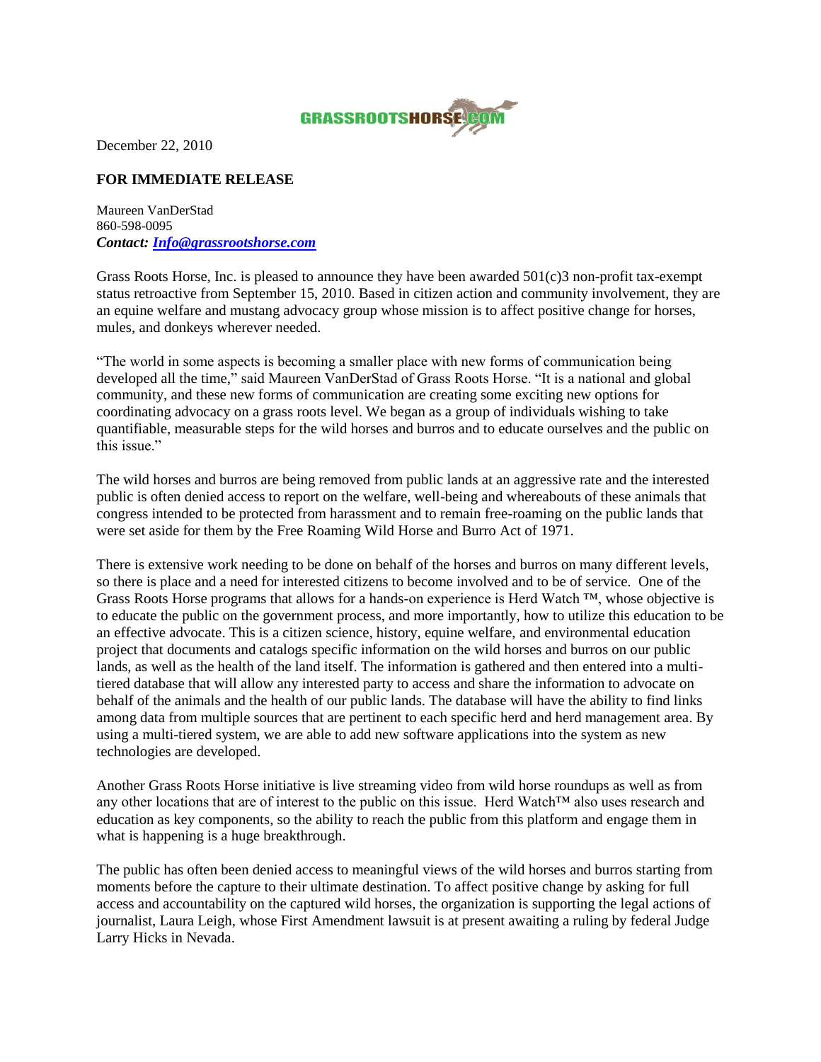GRASSROOTSHORSE.COM

December 22, 2010

**FOR IMMEDIATE RELEASE**

Maureen VanDerStad
860-598-0095
***Contact: [Info@grassrootshorse.com](mailto:Info@grassrootshorse.com)***

Grass Roots Horse, Inc. is pleased to announce they have been awarded 501(c)3 non-profit tax-exempt status retroactive from September 15, 2010. Based in citizen action and community involvement, they are an equine welfare and mustang advocacy group whose mission is to affect positive change for horses, mules, and donkeys wherever needed.

"The world in some aspects is becoming a smaller place with new forms of communication being developed all the time," said Maureen VanDerStad of Grass Roots Horse. "It is a national and global community, and these new forms of communication are creating some exciting new options for coordinating advocacy on a grass roots level. We began as a group of individuals wishing to take quantifiable, measurable steps for the wild horses and burros and to educate ourselves and the public on this issue."

The wild horses and burros are being removed from public lands at an aggressive rate and the interested public is often denied access to report on the welfare, well-being and whereabouts of these animals that congress intended to be protected from harassment and to remain free-roaming on the public lands that were set aside for them by the Free Roaming Wild Horse and Burro Act of 1971.

There is extensive work needing to be done on behalf of the horses and burros on many different levels, so there is place and a need for interested citizens to become involved and to be of service. One of the Grass Roots Horse programs that allows for a hands-on experience is Herd Watch ™, whose objective is to educate the public on the government process, and more importantly, how to utilize this education to be an effective advocate. This is a citizen science, history, equine welfare, and environmental education project that documents and catalogs specific information on the wild horses and burros on our public lands, as well as the health of the land itself. The information is gathered and then entered into a multi-tiered database that will allow any interested party to access and share the information to advocate on behalf of the animals and the health of our public lands. The database will have the ability to find links among data from multiple sources that are pertinent to each specific herd and herd management area. By using a multi-tiered system, we are able to add new software applications into the system as new technologies are developed.

Another Grass Roots Horse initiative is live streaming video from wild horse roundups as well as from any other locations that are of interest to the public on this issue. Herd Watch™ also uses research and education as key components, so the ability to reach the public from this platform and engage them in what is happening is a huge breakthrough.

The public has often been denied access to meaningful views of the wild horses and burros starting from moments before the capture to their ultimate destination. To affect positive change by asking for full access and accountability on the captured wild horses, the organization is supporting the legal actions of journalist, Laura Leigh, whose First Amendment lawsuit is at present awaiting a ruling by federal Judge Larry Hicks in Nevada.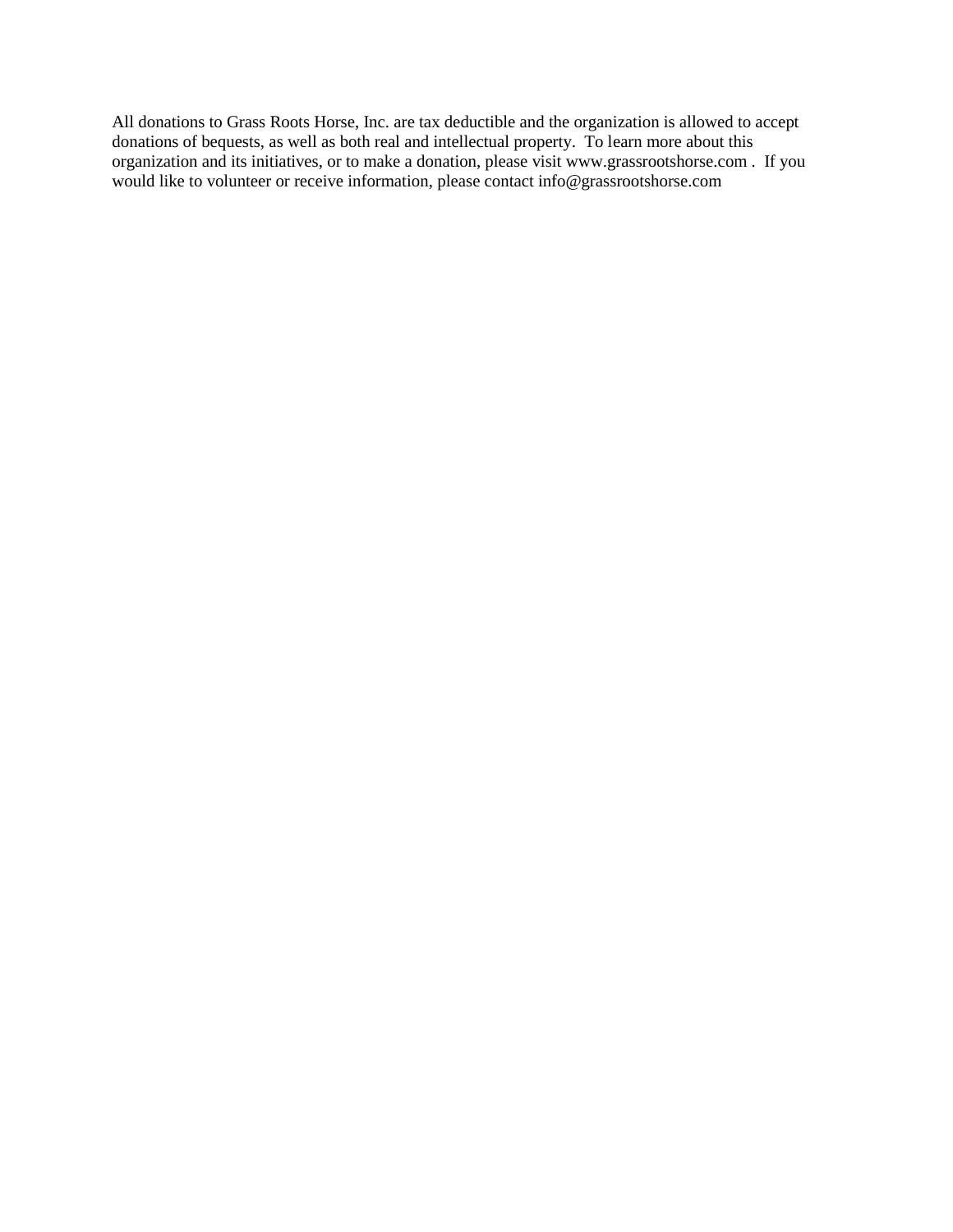All donations to Grass Roots Horse, Inc. are tax deductible and the organization is allowed to accept donations of bequests, as well as both real and intellectual property. To learn more about this organization and its initiatives, or to make a donation, please visit www.grassrootshorse.com . If you would like to volunteer or receive information, please contact info@grassrootshorse.com